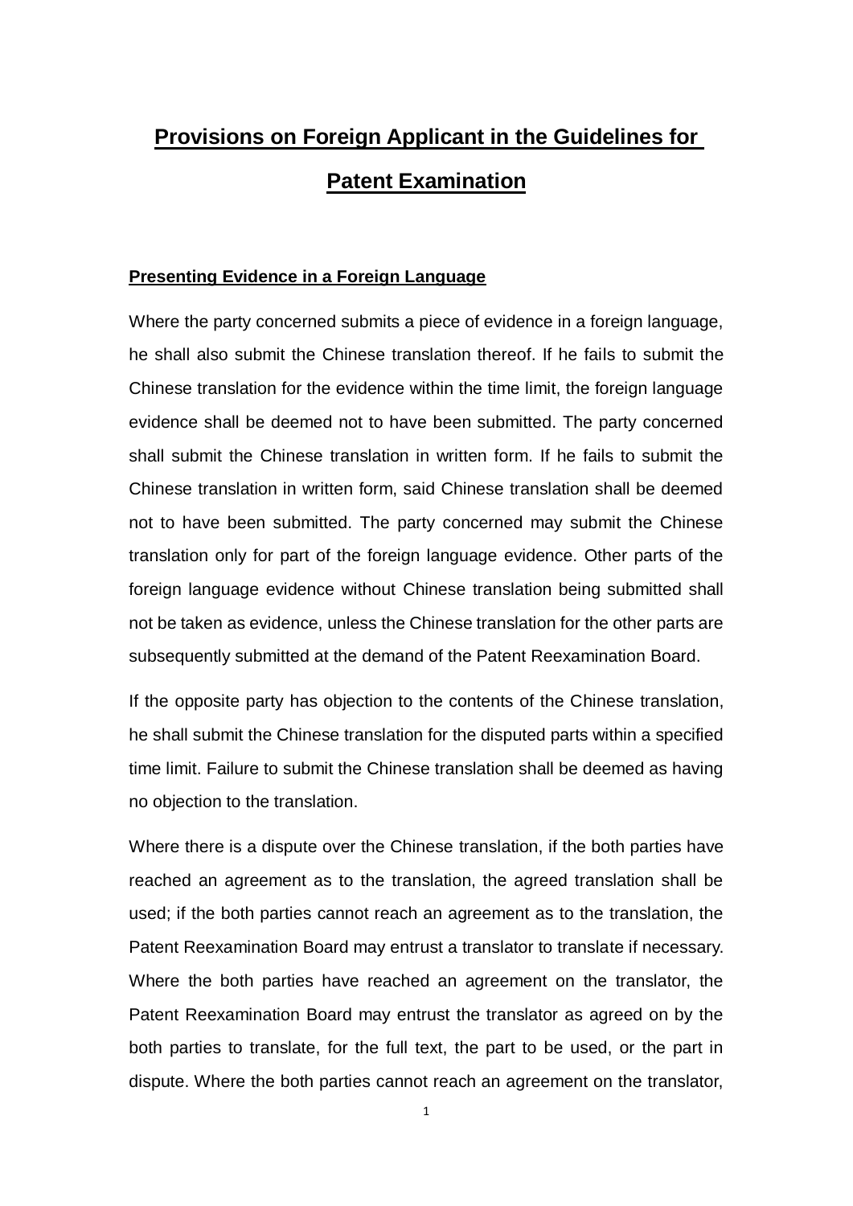# Provisions on Foreign Applicant in the Guidelines for Patent Examination

## Presenting Evidence in a Foreign Language

Where the party concerned submits a piece of evidence in a foreign language, he shall also submit the Chinese translation thereof. If he fails to submit the Chinese translation for the evidence within the time limit, the foreign language evidence shall be deemed not to have been submitted. The party concerned shall submit the Chinese translation in written form. If he fails to submit the Chinese translation in written form, said Chinese translation shall be deemed not to have been submitted. The party concerned may submit the Chinese translation only for part of the foreign language evidence. Other parts of the foreign language evidence without Chinese translation being submitted shall not be taken as evidence, unless the Chinese translation for the other parts are subsequently submitted at the demand of the Patent Reexamination Board.

If the opposite party has objection to the contents of the Chinese translation, he shall submit the Chinese translation for the disputed parts within a specified time limit. Failure to submit the Chinese translation shall be deemed as having no objection to the translation.

Where there is a dispute over the Chinese translation, if the both parties have reached an agreement as to the translation, the agreed translation shall be used; if the both parties cannot reach an agreement as to the translation, the Patent Reexamination Board may entrust a translator to translate if necessary. Where the both parties have reached an agreement on the translator, the Patent Reexamination Board may entrust the translator as agreed on by the both parties to translate, for the full text, the part to be used, or the part in dispute. Where the both parties cannot reach an agreement on the translator,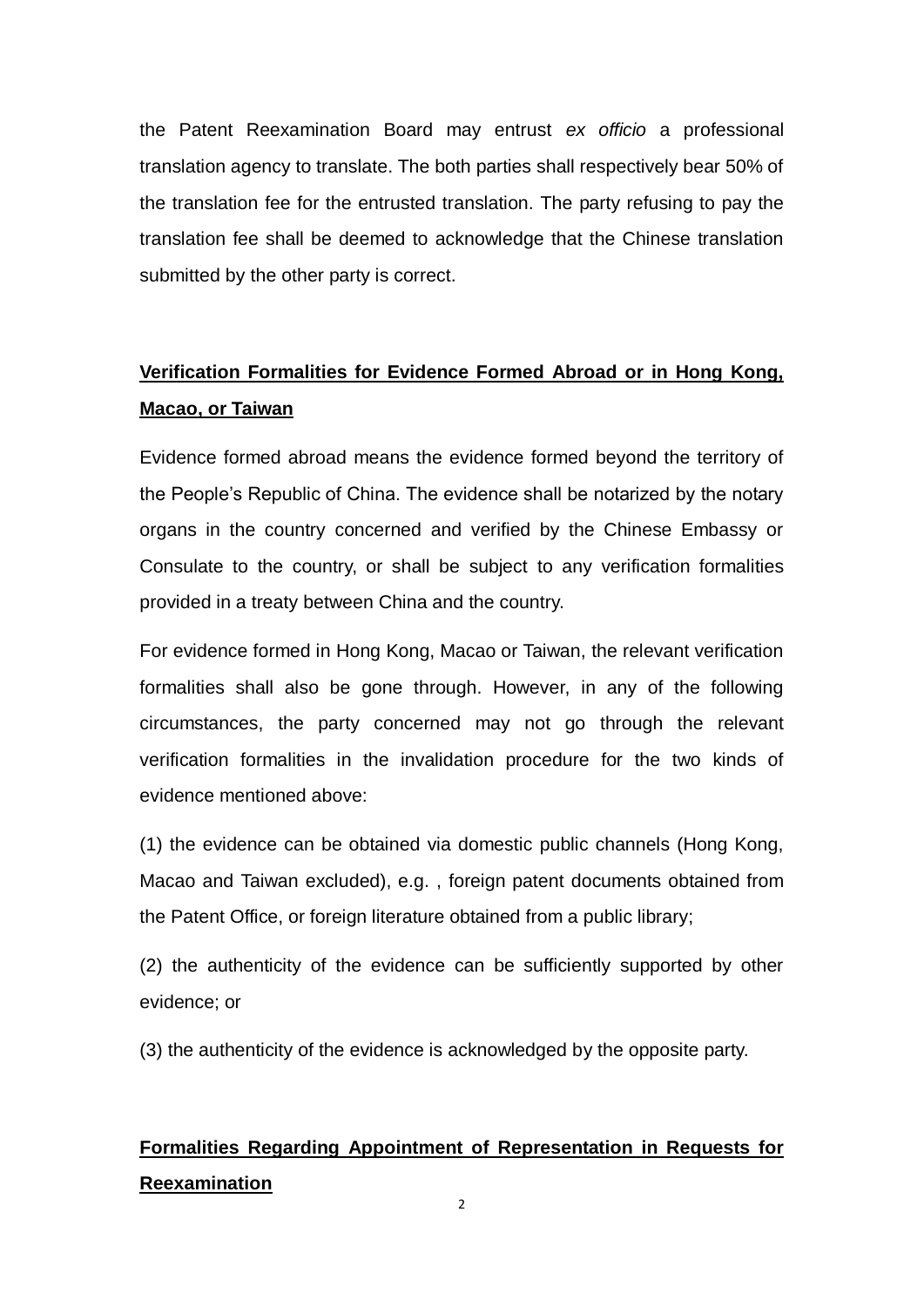the Patent Reexamination Board may entrust *ex officio* a professional translation agency to translate. The both parties shall respectively bear 50% of the translation fee for the entrusted translation. The party refusing to pay the translation fee shall be deemed to acknowledge that the Chinese translation submitted by the other party is correct.

**Verification Formalities for Evidence Formed Abroad or in Hong Kong, Macao, or Taiwan**

Evidence formed abroad means the evidence formed beyond the territory of the People's Republic of China. The evidence shall be notarized by the notary organs in the country concerned and verified by the Chinese Embassy or Consulate to the country, or shall be subject to any verification formalities provided in a treaty between China and the country.

For evidence formed in Hong Kong, Macao or Taiwan, the relevant verification formalities shall also be gone through. However, in any of the following circumstances, the party concerned may not go through the relevant verification formalities in the invalidation procedure for the two kinds of evidence mentioned above:

(1) the evidence can be obtained via domestic public channels (Hong Kong, Macao and Taiwan excluded), e.g. , foreign patent documents obtained from the Patent Office, or foreign literature obtained from a public library;

(2) the authenticity of the evidence can be sufficiently supported by other evidence; or

(3) the authenticity of the evidence is acknowledged by the opposite party.

**Formalities Regarding Appointment of Representation in Requests for Reexamination**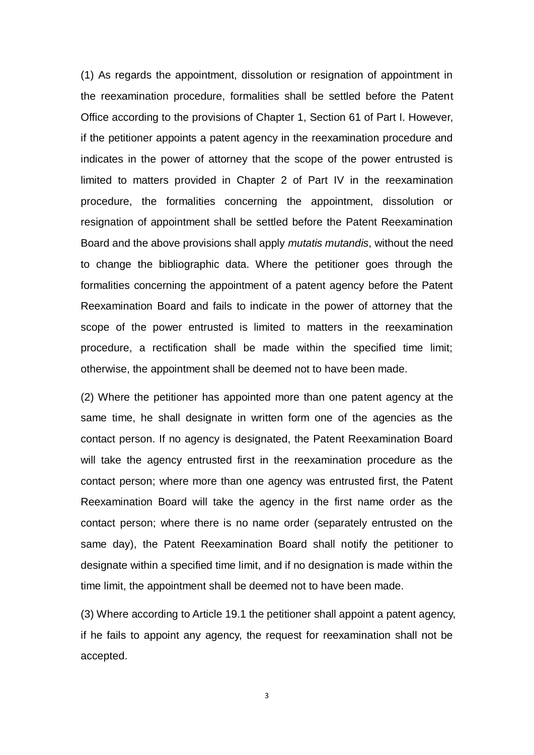(1) As regards the appointment, dissolution or resignation of appointment in the reexamination procedure, formalities shall be settled before the Patent Office according to the provisions of Chapter 1, Section 61 of Part I. However, if the petitioner appoints a patent agency in the reexamination procedure and indicates in the power of attorney that the scope of the power entrusted is limited to matters provided in Chapter 2 of Part IV in the reexamination procedure, the formalities concerning the appointment, dissolution or resignation of appointment shall be settled before the Patent Reexamination Board and the above provisions shall apply *mutatis mutandis*, without the need to change the bibliographic data. Where the petitioner goes through the formalities concerning the appointment of a patent agency before the Patent Reexamination Board and fails to indicate in the power of attorney that the scope of the power entrusted is limited to matters in the reexamination procedure, a rectification shall be made within the specified time limit; otherwise, the appointment shall be deemed not to have been made.

(2) Where the petitioner has appointed more than one patent agency at the same time, he shall designate in written form one of the agencies as the contact person. If no agency is designated, the Patent Reexamination Board will take the agency entrusted first in the reexamination procedure as the contact person; where more than one agency was entrusted first, the Patent Reexamination Board will take the agency in the first name order as the contact person; where there is no name order (separately entrusted on the same day), the Patent Reexamination Board shall notify the petitioner to designate within a specified time limit, and if no designation is made within the time limit, the appointment shall be deemed not to have been made.

(3) Where according to Article 19.1 the petitioner shall appoint a patent agency, if he fails to appoint any agency, the request for reexamination shall not be accepted.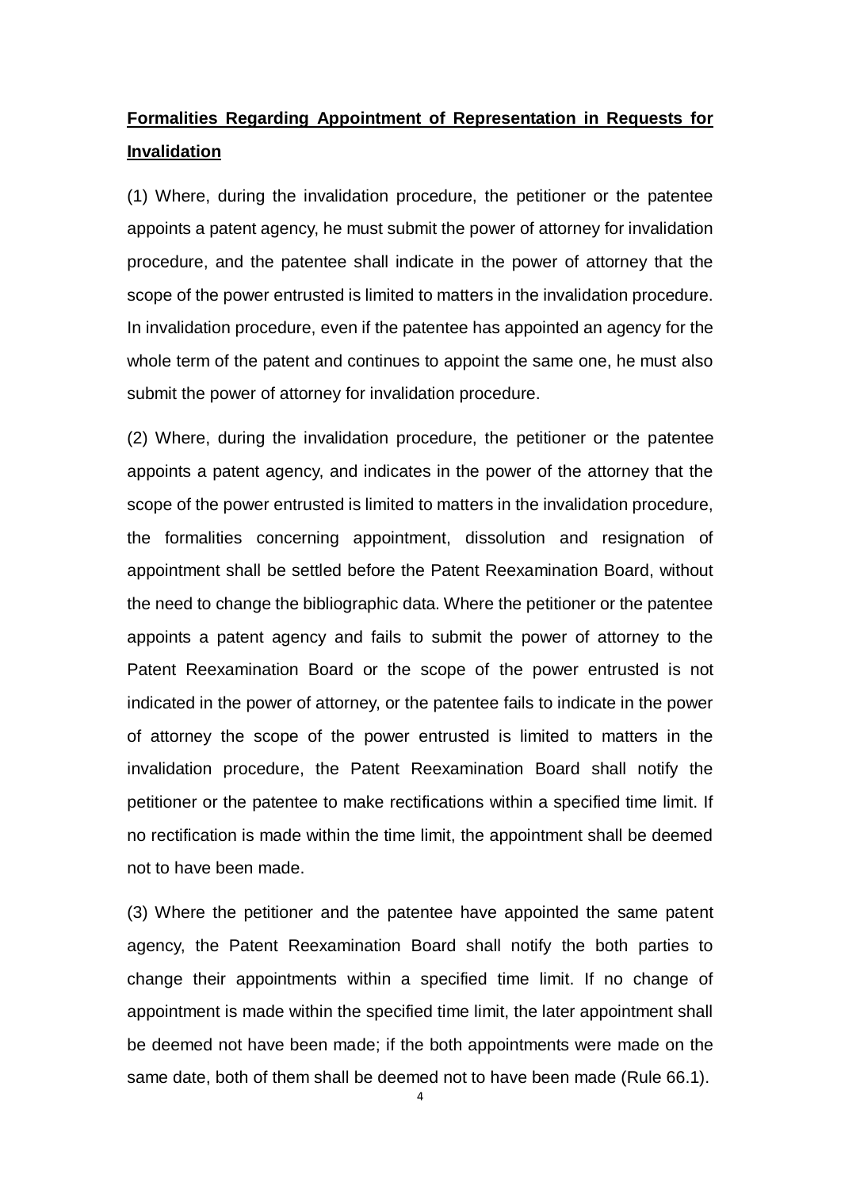**Formalities Regarding Appointment of Representation in Requests for Invalidation**

(1) Where, during the invalidation procedure, the petitioner or the patentee appoints a patent agency, he must submit the power of attorney for invalidation procedure, and the patentee shall indicate in the power of attorney that the scope of the power entrusted is limited to matters in the invalidation procedure. In invalidation procedure, even if the patentee has appointed an agency for the whole term of the patent and continues to appoint the same one, he must also submit the power of attorney for invalidation procedure.

(2) Where, during the invalidation procedure, the petitioner or the patentee appoints a patent agency, and indicates in the power of the attorney that the scope of the power entrusted is limited to matters in the invalidation procedure, the formalities concerning appointment, dissolution and resignation of appointment shall be settled before the Patent Reexamination Board, without the need to change the bibliographic data. Where the petitioner or the patentee appoints a patent agency and fails to submit the power of attorney to the Patent Reexamination Board or the scope of the power entrusted is not indicated in the power of attorney, or the patentee fails to indicate in the power of attorney the scope of the power entrusted is limited to matters in the invalidation procedure, the Patent Reexamination Board shall notify the petitioner or the patentee to make rectifications within a specified time limit. If no rectification is made within the time limit, the appointment shall be deemed not to have been made.

(3) Where the petitioner and the patentee have appointed the same patent agency, the Patent Reexamination Board shall notify the both parties to change their appointments within a specified time limit. If no change of appointment is made within the specified time limit, the later appointment shall be deemed not have been made; if the both appointments were made on the same date, both of them shall be deemed not to have been made (Rule 66.1).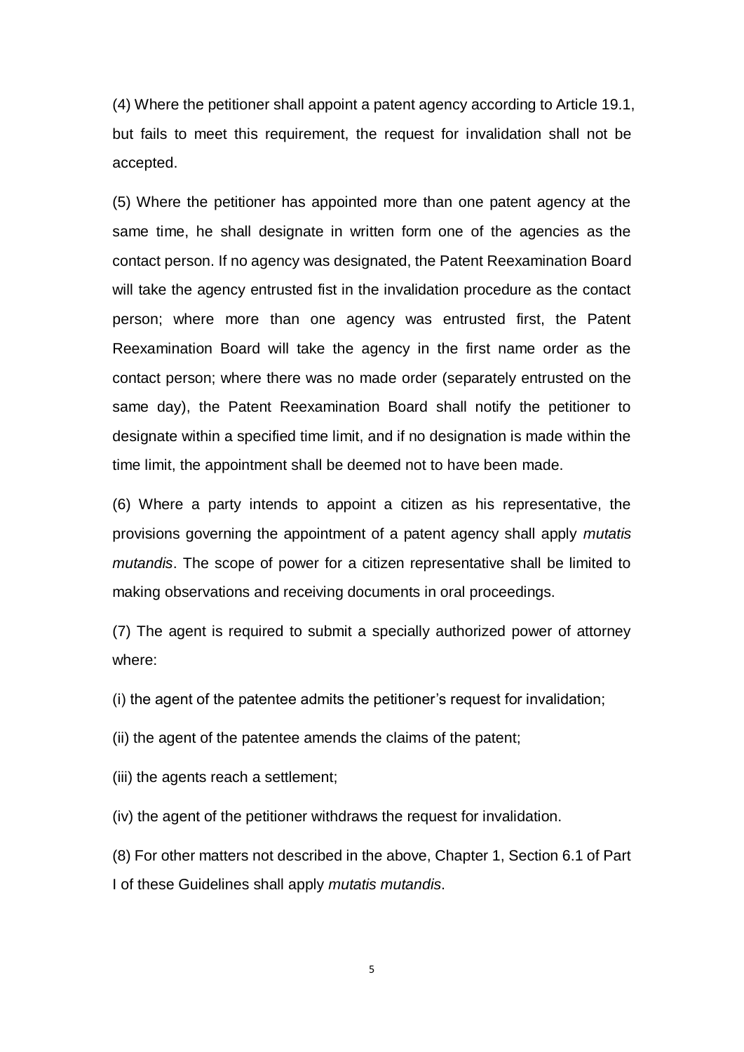(4) Where the petitioner shall appoint a patent agency according to Article 19.1, but fails to meet this requirement, the request for invalidation shall not be accepted.

(5) Where the petitioner has appointed more than one patent agency at the same time, he shall designate in written form one of the agencies as the contact person. If no agency was designated, the Patent Reexamination Board will take the agency entrusted fist in the invalidation procedure as the contact person; where more than one agency was entrusted first, the Patent Reexamination Board will take the agency in the first name order as the contact person; where there was no made order (separately entrusted on the same day), the Patent Reexamination Board shall notify the petitioner to designate within a specified time limit, and if no designation is made within the time limit, the appointment shall be deemed not to have been made.

(6) Where a party intends to appoint a citizen as his representative, the provisions governing the appointment of a patent agency shall apply *mutatis mutandis*. The scope of power for a citizen representative shall be limited to making observations and receiving documents in oral proceedings.

(7) The agent is required to submit a specially authorized power of attorney where:

(i) the agent of the patentee admits the petitioner's request for invalidation;

(ii) the agent of the patentee amends the claims of the patent;

(iii) the agents reach a settlement;

(iv) the agent of the petitioner withdraws the request for invalidation.

(8) For other matters not described in the above, Chapter 1, Section 6.1 of Part I of these Guidelines shall apply *mutatis mutandis*.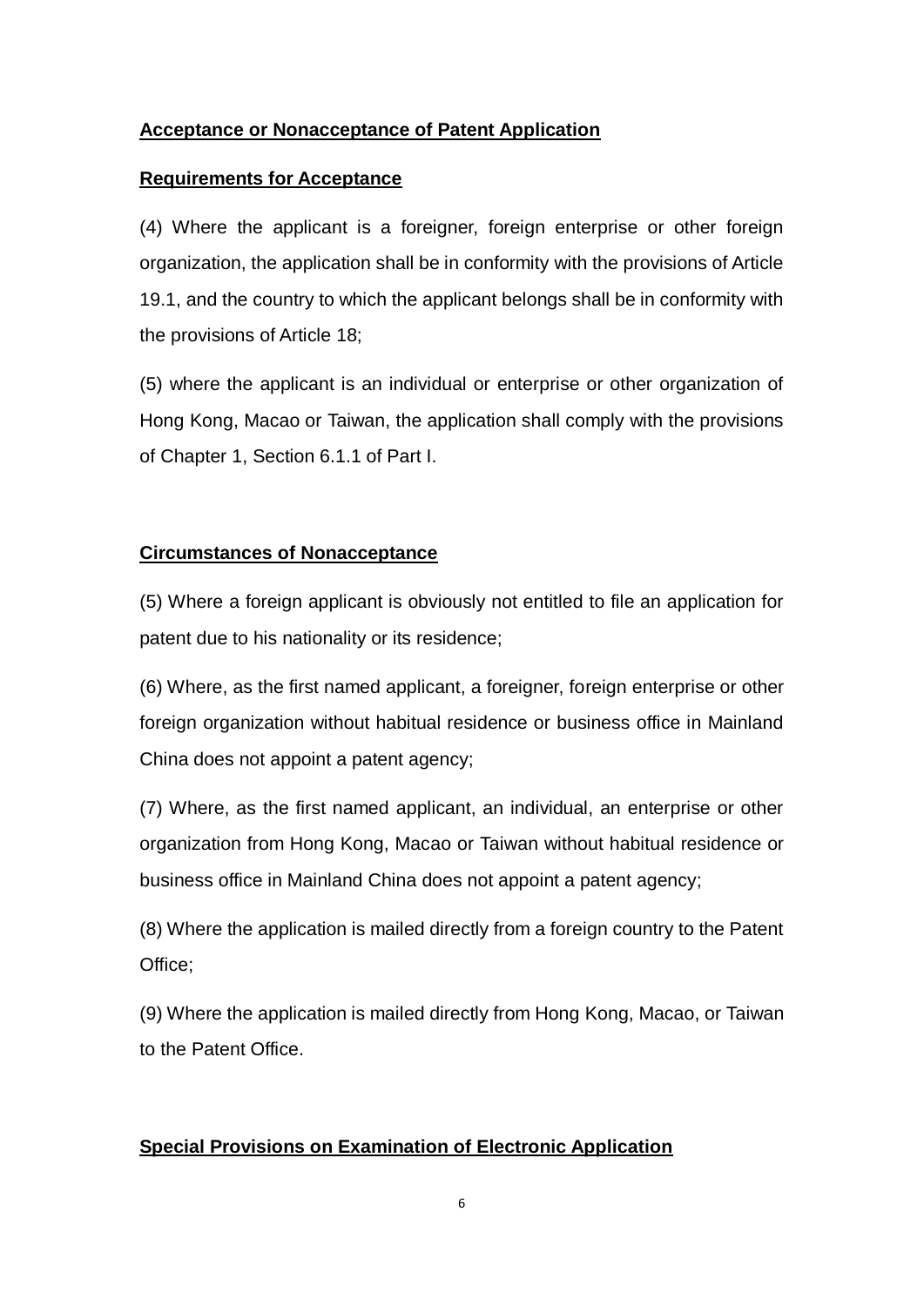**Acceptance or Nonacceptance of Patent Application**

**Requirements for Acceptance**

(4) Where the applicant is a foreigner, foreign enterprise or other foreign organization, the application shall be in conformity with the provisions of Article 19.1, and the country to which the applicant belongs shall be in conformity with the provisions of Article 18;

(5) where the applicant is an individual or enterprise or other organization of Hong Kong, Macao or Taiwan, the application shall comply with the provisions of Chapter 1, Section 6.1.1 of Part I.

**Circumstances of Nonacceptance**

(5) Where a foreign applicant is obviously not entitled to file an application for patent due to his nationality or its residence;

(6) Where, as the first named applicant, a foreigner, foreign enterprise or other foreign organization without habitual residence or business office in Mainland China does not appoint a patent agency;

(7) Where, as the first named applicant, an individual, an enterprise or other organization from Hong Kong, Macao or Taiwan without habitual residence or business office in Mainland China does not appoint a patent agency;

(8) Where the application is mailed directly from a foreign country to the Patent Office;

(9) Where the application is mailed directly from Hong Kong, Macao, or Taiwan to the Patent Office.

**Special Provisions on Examination of Electronic Application**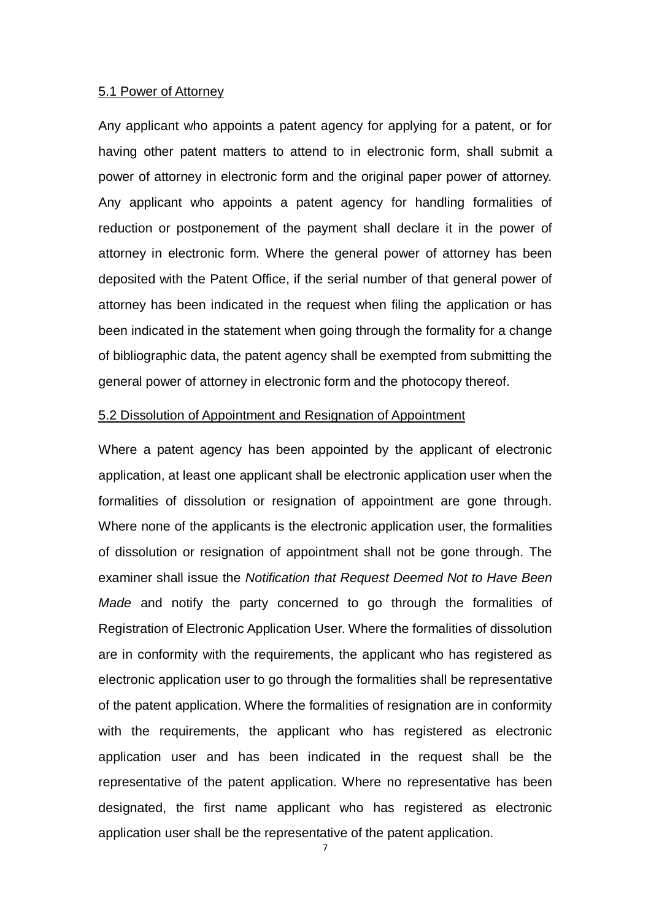5.1 Power of Attorney

Any applicant who appoints a patent agency for applying for a patent, or for having other patent matters to attend to in electronic form, shall submit a power of attorney in electronic form and the original paper power of attorney. Any applicant who appoints a patent agency for handling formalities of reduction or postponement of the payment shall declare it in the power of attorney in electronic form. Where the general power of attorney has been deposited with the Patent Office, if the serial number of that general power of attorney has been indicated in the request when filing the application or has been indicated in the statement when going through the formality for a change of bibliographic data, the patent agency shall be exempted from submitting the general power of attorney in electronic form and the photocopy thereof.

5.2 Dissolution of Appointment and Resignation of Appointment

Where a patent agency has been appointed by the applicant of electronic application, at least one applicant shall be electronic application user when the formalities of dissolution or resignation of appointment are gone through. Where none of the applicants is the electronic application user, the formalities of dissolution or resignation of appointment shall not be gone through. The examiner shall issue the *Notification that Request Deemed Not to Have Been Made* and notify the party concerned to go through the formalities of Registration of Electronic Application User. Where the formalities of dissolution are in conformity with the requirements, the applicant who has registered as electronic application user to go through the formalities shall be representative of the patent application. Where the formalities of resignation are in conformity with the requirements, the applicant who has registered as electronic application user and has been indicated in the request shall be the representative of the patent application. Where no representative has been designated, the first name applicant who has registered as electronic application user shall be the representative of the patent application.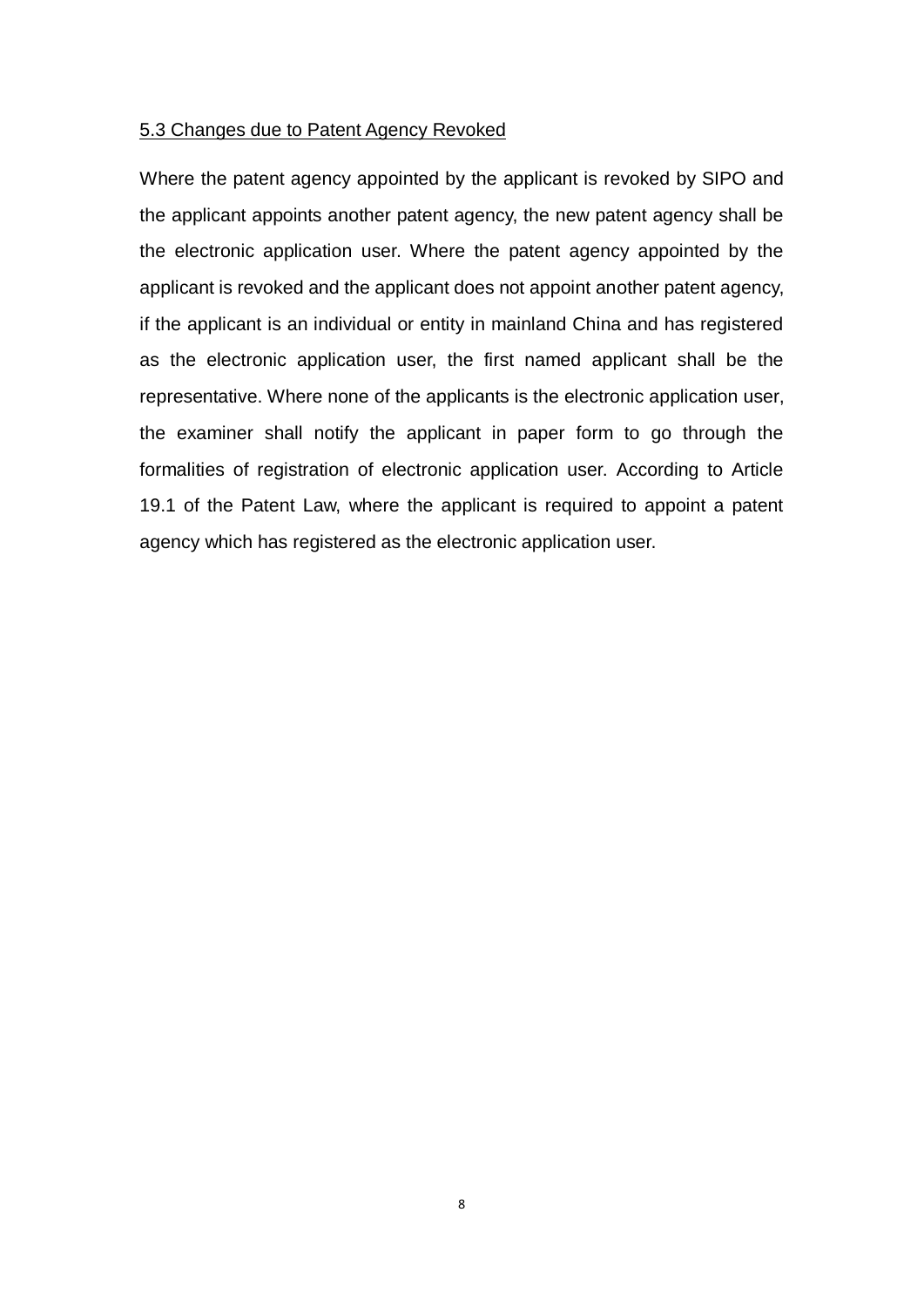## 5.3 Changes due to Patent Agency Revoked

Where the patent agency appointed by the applicant is revoked by SIPO and the applicant appoints another patent agency, the new patent agency shall be the electronic application user. Where the patent agency appointed by the applicant is revoked and the applicant does not appoint another patent agency, if the applicant is an individual or entity in mainland China and has registered as the electronic application user, the first named applicant shall be the representative. Where none of the applicants is the electronic application user, the examiner shall notify the applicant in paper form to go through the formalities of registration of electronic application user. According to Article 19.1 of the Patent Law, where the applicant is required to appoint a patent agency which has registered as the electronic application user.